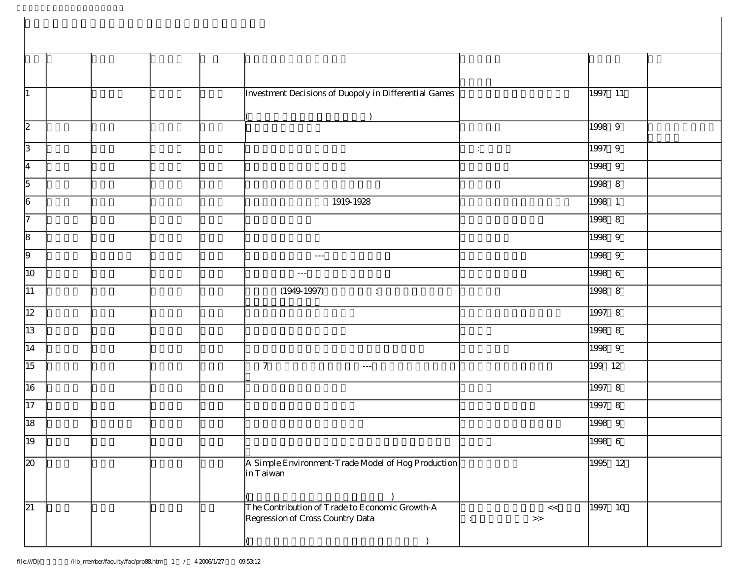| | | | | | | | | |
|---|---|---|---|---|---|---|---|---|
| 1 | | | | | Investment Decisions of Duopoly in Differential Games<br>( ) | | 1997 11 | |
| 2 | | | | | | | 1998 9 | |
| 3 | | | | | | : | 1997 9 | |
| 4 | | | | | | | 1998 9 | |
| 5 | | | | | | | 1998 8 | |
| 6 | | | | | 1919-1928 | | 1998 1 | |
| 7 | | | | | | | 1998 8 | |
| 8 | | | | | | | 1998 9 | |
| 9 | | | | | --- | | 1998 9 | |
| 10 | | | | | --- | | 1998 6 | |
| 11 | | | | | (1949-1997) : | | 1998 8 | |
| 12 | | | | | | | 1997 8 | |
| 13 | | | | | | | 1998 8 | |
| 14 | | | | | | | 1998 9 | |
| 15 | | | | | 7 --- | | 199 12 | |
| 16 | | | | | | | 1997 8 | |
| 17 | | | | | | | 1997 8 | |
| 18 | | | | | | | 1998 9 | |
| 19 | | | | | | | 1998 6 | |
| 20 | | | | | A Simple Environment-Trade Model of Hog Production in Taiwan<br>( ) | | 1995 12 | |
| 21 | | | | | The Contribution of Trade to Economic Growth-A Regression of Cross Country Data<br>( ) | << : >> | 1997 10 | |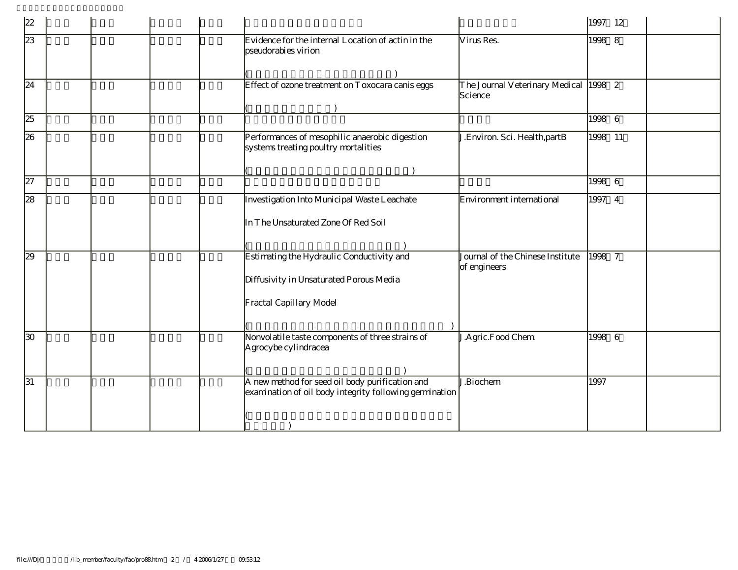| | | | | | | | | |
|---|---|---|---|---|---|---|---|---|
| 22 | | | | | | | 1997 12 | |
| 23 | | | | | Evidence for the internal Location of actin in the pseudorabies virion<br><br>( ) | Virus Res. | 1998 8 | |
| 24 | | | | | Effect of ozone treatment on Toxocara canis eggs<br><br>( ) | The Journal Veterinary Medical Science | 1998 2 | |
| 25 | | | | | | | 1998 6 | |
| 26 | | | | | Performances of mesophilic anaerobic digestion systems treating poultry mortalities<br><br>( ) | J.Environ. Sci. Health,partB | 1998 11 | |
| 27 | | | | | | | 1998 6 | |
| 28 | | | | | Investigation Into Municipal Waste Leachate<br><br>In The Unsaturated Zone Of Red Soil<br><br>( ) | Environment international | 1997 4 | |
| 29 | | | | | Estimating the Hydraulic Conductivity and<br><br>Diffusivity in Unsaturated Porous Media<br><br>Fractal Capillary Model<br><br>( ) | Journal of the Chinese Institute of engineers | 1998 7 | |
| 30 | | | | | Nonvolatile taste components of three strains of Agrocybe cylindracea<br><br>( ) | J.Agric.Food Chem. | 1998 6 | |
| 31 | | | | | A new method for seed oil body purification and examination of oil body integrity following germination<br><br>( ) | J.Biochem | 1997 | |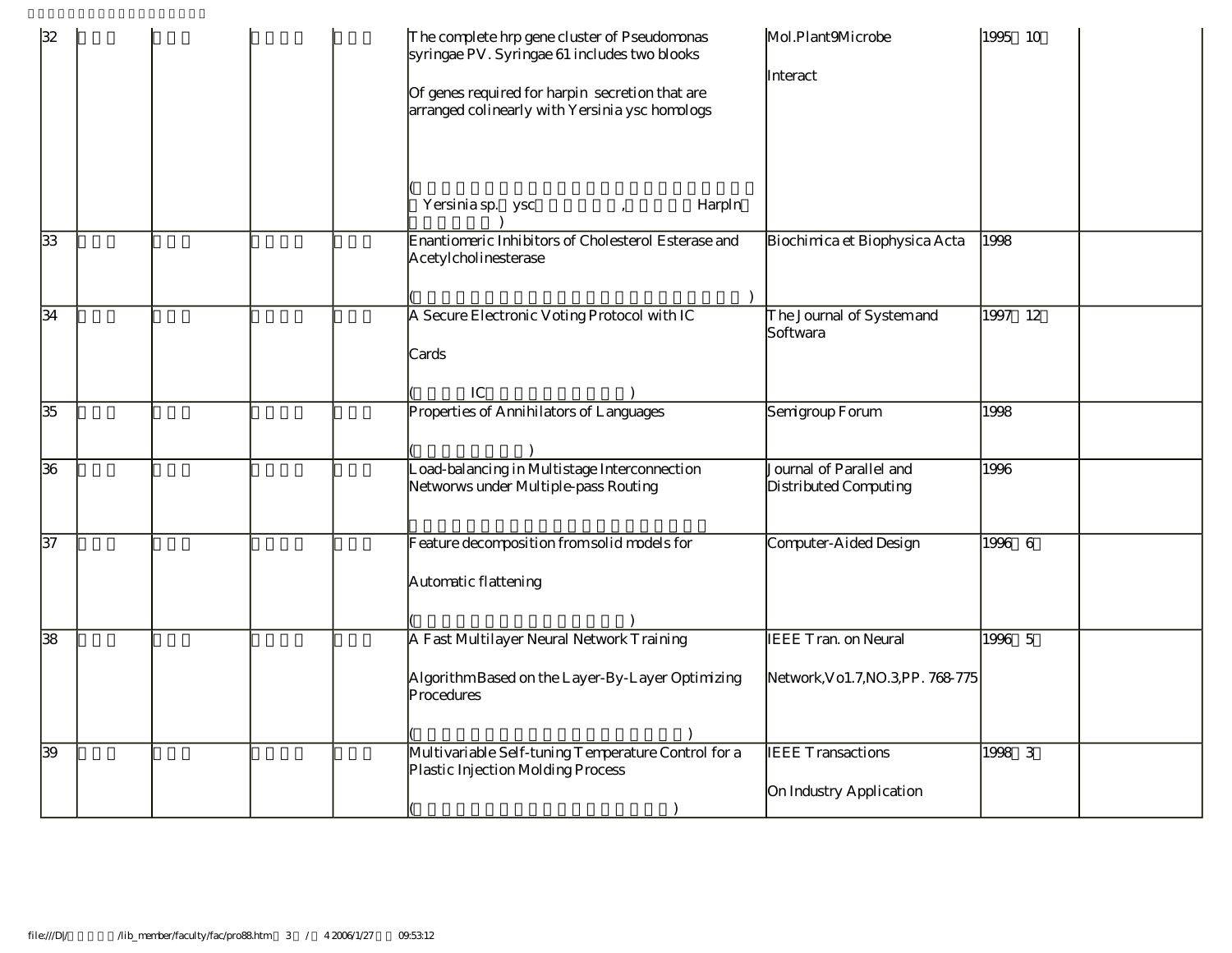| 32 | | | | | The complete hrp gene cluster of Pseudomonas syringae PV. Syringae 61 includes two blooks Of genes required for harpin secretion that are arranged colinearly with Yersinia ysc homologs ( Yersinia sp. ysc , HarpIn ) | Mol.Plant9Microbe Interact | 1995 10 | |
|---|---|---|---|---|---|---|---|---|
| 33 | | | | | Enantiomeric Inhibitors of Cholesterol Esterase and Acetylcholinesterase ( ) | Biochimica et Biophysica Acta | 1998 | |
| 34 | | | | | A Secure Electronic Voting Protocol with IC Cards ( IC ) | The Journal of System and Softwara | 1997 12 | |
| 35 | | | | | Properties of Annihilators of Languages ( ) | Semigroup Forum | 1998 | |
| 36 | | | | | Load-balancing in Multistage Interconnection Networws under Multiple-pass Routing | Journal of Parallel and Distributed Computing | 1996 | |
| 37 | | | | | Feature decomposition from solid models for Automatic flattening ( ) | Computer-Aided Design | 1996 6 | |
| 38 | | | | | A Fast Multilayer Neural Network Training Algorithm Based on the Layer-By-Layer Optimizing Procedures ( ) | IEEE Tran. on Neural Network,Vo1.7,NO.3,PP. 768-775 | 1996 5 | |
| 39 | | | | | Multivariable Self-tuning Temperature Control for a Plastic Injection Molding Process ( ) | IEEE Transactions On Industry Application | 1998 3 | |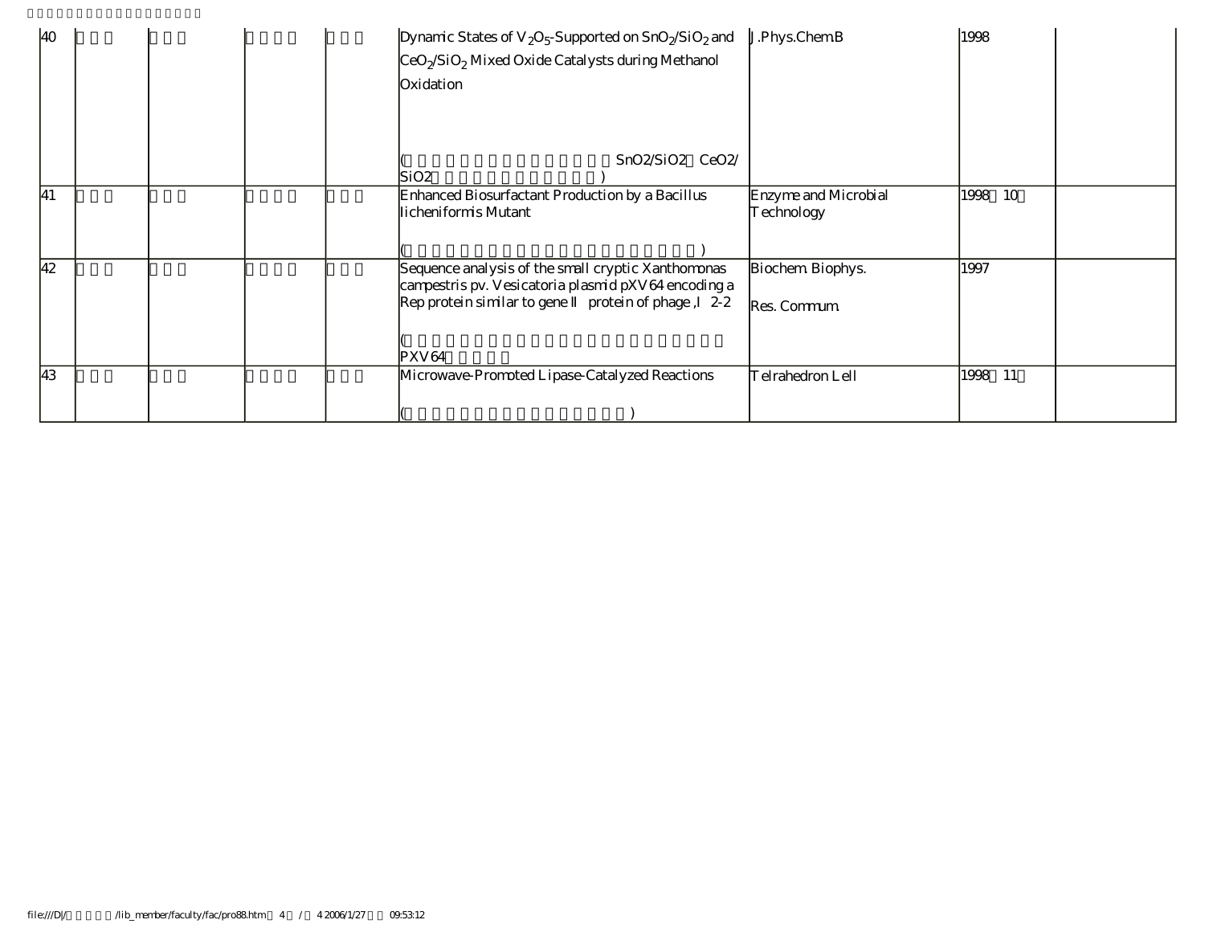| | | | | | | | |
|---|---|---|---|---|---|---|---|
| 40 | | | | | Dynamic States of $V_2O_5$-Supported on $SnO_2/SiO_2$ and $CeO_2/SiO_2$ Mixed Oxide Catalysts during Methanol Oxidation<br><br>( SnO2/SiO2 CeO2/ SiO2 ) | J.Phys.Chem.B | 1998 | |
| 41 | | | | | Enhanced Biosurfactant Production by a Bacillus licheniformis Mutant<br><br>( ) | Enzyme and Microbial Technology | 1998 10 | |
| 42 | | | | | Sequence analysis of the small cryptic Xanthomonas campestris pv. Vesicatoria plasmid pXV64 encoding a Rep protein similar to gene II protein of phage ,I 2-2<br><br>( PXV64 | Biochem. Biophys.<br><br>Res. Commum. | 1997 | |
| 43 | | | | | Microwave-Promoted Lipase-Catalyzed Reactions<br><br>( ) | Telrahedron Lell | 1998 11 | |